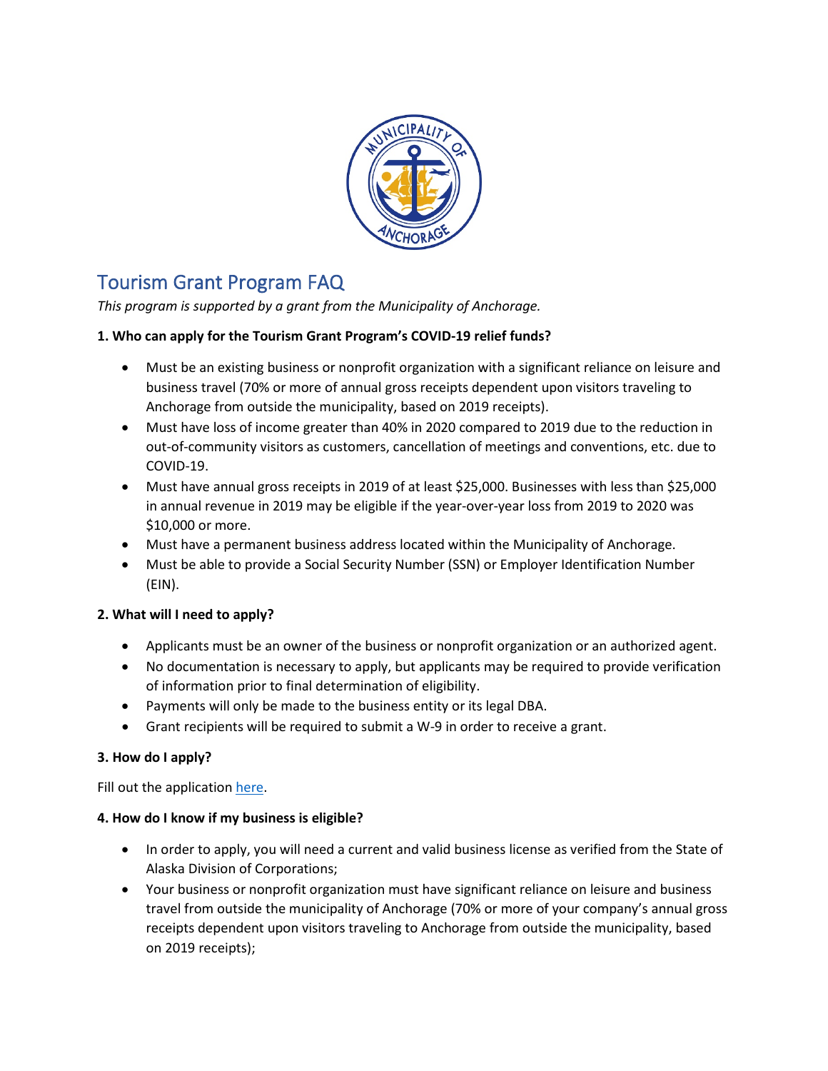# Tourism Grant Program FAQ

*This program is supported by a grant from the Municipality of Anchorage.*

**1. Who can apply for the Tourism Grant Program's COVID-19 relief funds?**

- Must be an existing business or nonprofit organization with a significant reliance on leisure and business travel (70% or more of annual gross receipts dependent upon visitors traveling to Anchorage from outside the municipality, based on 2019 receipts).
- Must have loss of income greater than 40% in 2020 compared to 2019 due to the reduction in out-of-community visitors as customers, cancellation of meetings and conventions, etc. due to COVID-19.
- Must have annual gross receipts in 2019 of at least $25,000. Businesses with less than $25,000 in annual revenue in 2019 may be eligible if the year-over-year loss from 2019 to 2020 was $10,000 or more.
- Must have a permanent business address located within the Municipality of Anchorage.
- Must be able to provide a Social Security Number (SSN) or Employer Identification Number (EIN).

**2. What will I need to apply?**

- Applicants must be an owner of the business or nonprofit organization or an authorized agent.
- No documentation is necessary to apply, but applicants may be required to provide verification of information prior to final determination of eligibility.
- Payments will only be made to the business entity or its legal DBA.
- Grant recipients will be required to submit a W-9 in order to receive a grant.

**3. How do I apply?**

Fill out the application here.

**4. How do I know if my business is eligible?**

- In order to apply, you will need a current and valid business license as verified from the State of Alaska Division of Corporations;
- Your business or nonprofit organization must have significant reliance on leisure and business travel from outside the municipality of Anchorage (70% or more of your company's annual gross receipts dependent upon visitors traveling to Anchorage from outside the municipality, based on 2019 receipts);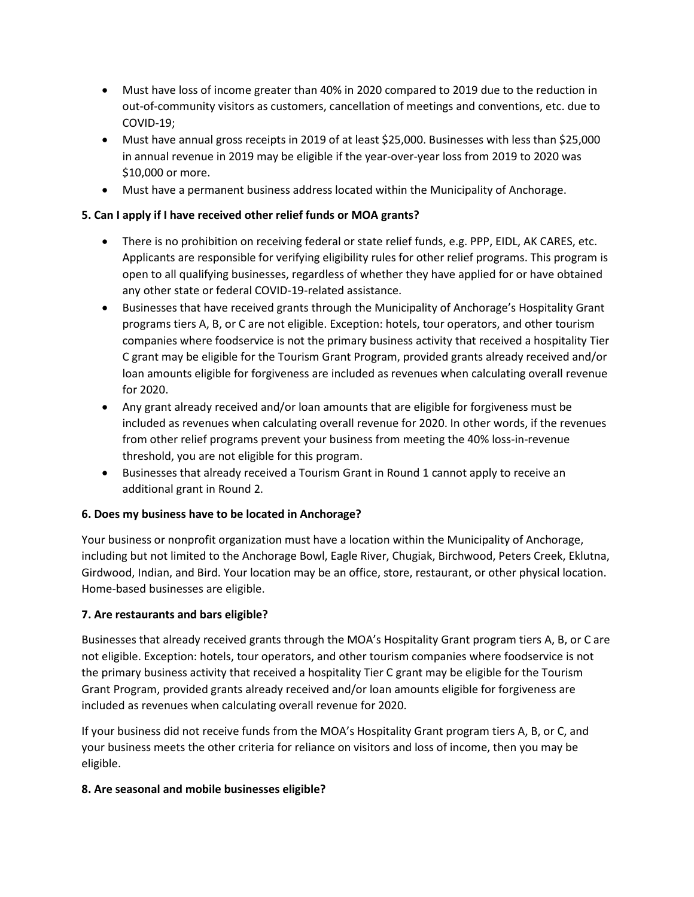- Must have loss of income greater than 40% in 2020 compared to 2019 due to the reduction in out-of-community visitors as customers, cancellation of meetings and conventions, etc. due to COVID-19;
- Must have annual gross receipts in 2019 of at least $25,000. Businesses with less than $25,000 in annual revenue in 2019 may be eligible if the year-over-year loss from 2019 to 2020 was $10,000 or more.
- Must have a permanent business address located within the Municipality of Anchorage.

**5. Can I apply if I have received other relief funds or MOA grants?**

- There is no prohibition on receiving federal or state relief funds, e.g. PPP, EIDL, AK CARES, etc. Applicants are responsible for verifying eligibility rules for other relief programs. This program is open to all qualifying businesses, regardless of whether they have applied for or have obtained any other state or federal COVID-19-related assistance.
- Businesses that have received grants through the Municipality of Anchorage's Hospitality Grant programs tiers A, B, or C are not eligible. Exception: hotels, tour operators, and other tourism companies where foodservice is not the primary business activity that received a hospitality Tier C grant may be eligible for the Tourism Grant Program, provided grants already received and/or loan amounts eligible for forgiveness are included as revenues when calculating overall revenue for 2020.
- Any grant already received and/or loan amounts that are eligible for forgiveness must be included as revenues when calculating overall revenue for 2020. In other words, if the revenues from other relief programs prevent your business from meeting the 40% loss-in-revenue threshold, you are not eligible for this program.
- Businesses that already received a Tourism Grant in Round 1 cannot apply to receive an additional grant in Round 2.

**6. Does my business have to be located in Anchorage?**

Your business or nonprofit organization must have a location within the Municipality of Anchorage, including but not limited to the Anchorage Bowl, Eagle River, Chugiak, Birchwood, Peters Creek, Eklutna, Girdwood, Indian, and Bird. Your location may be an office, store, restaurant, or other physical location. Home-based businesses are eligible.

**7. Are restaurants and bars eligible?**

Businesses that already received grants through the MOA's Hospitality Grant program tiers A, B, or C are not eligible. Exception: hotels, tour operators, and other tourism companies where foodservice is not the primary business activity that received a hospitality Tier C grant may be eligible for the Tourism Grant Program, provided grants already received and/or loan amounts eligible for forgiveness are included as revenues when calculating overall revenue for 2020.

If your business did not receive funds from the MOA's Hospitality Grant program tiers A, B, or C, and your business meets the other criteria for reliance on visitors and loss of income, then you may be eligible.

**8. Are seasonal and mobile businesses eligible?**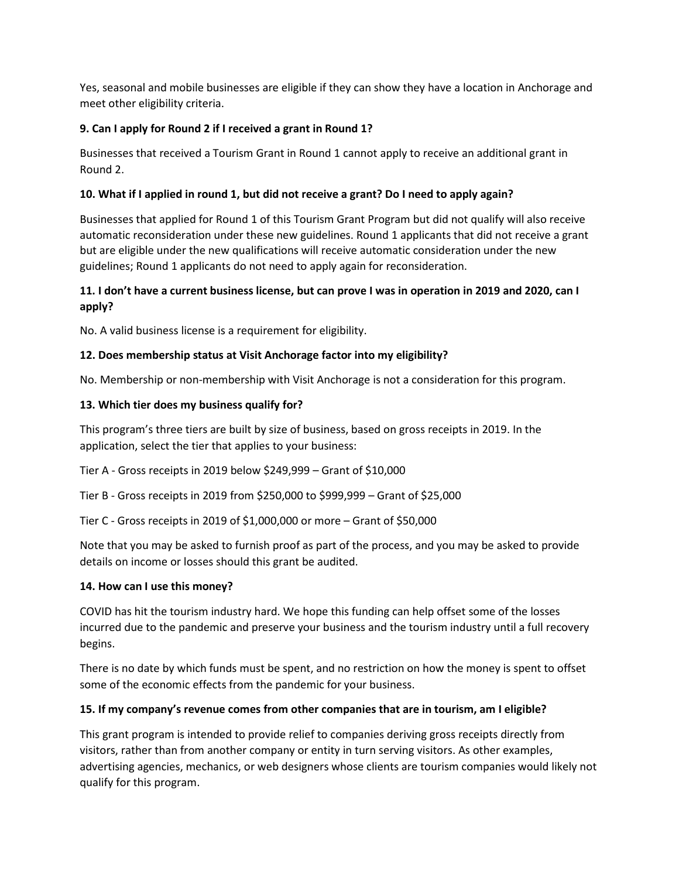Yes, seasonal and mobile businesses are eligible if they can show they have a location in Anchorage and meet other eligibility criteria.

**9. Can I apply for Round 2 if I received a grant in Round 1?**

Businesses that received a Tourism Grant in Round 1 cannot apply to receive an additional grant in Round 2.

**10. What if I applied in round 1, but did not receive a grant? Do I need to apply again?**

Businesses that applied for Round 1 of this Tourism Grant Program but did not qualify will also receive automatic reconsideration under these new guidelines. Round 1 applicants that did not receive a grant but are eligible under the new qualifications will receive automatic consideration under the new guidelines; Round 1 applicants do not need to apply again for reconsideration.

**11. I don't have a current business license, but can prove I was in operation in 2019 and 2020, can I apply?**

No. A valid business license is a requirement for eligibility.

**12. Does membership status at Visit Anchorage factor into my eligibility?**

No. Membership or non-membership with Visit Anchorage is not a consideration for this program.

**13. Which tier does my business qualify for?**

This program's three tiers are built by size of business, based on gross receipts in 2019. In the application, select the tier that applies to your business:

Tier A - Gross receipts in 2019 below $249,999 – Grant of $10,000

Tier B - Gross receipts in 2019 from $250,000 to $999,999 – Grant of $25,000

Tier C - Gross receipts in 2019 of $1,000,000 or more – Grant of $50,000

Note that you may be asked to furnish proof as part of the process, and you may be asked to provide details on income or losses should this grant be audited.

**14. How can I use this money?**

COVID has hit the tourism industry hard. We hope this funding can help offset some of the losses incurred due to the pandemic and preserve your business and the tourism industry until a full recovery begins.

There is no date by which funds must be spent, and no restriction on how the money is spent to offset some of the economic effects from the pandemic for your business.

**15. If my company's revenue comes from other companies that are in tourism, am I eligible?**

This grant program is intended to provide relief to companies deriving gross receipts directly from visitors, rather than from another company or entity in turn serving visitors. As other examples, advertising agencies, mechanics, or web designers whose clients are tourism companies would likely not qualify for this program.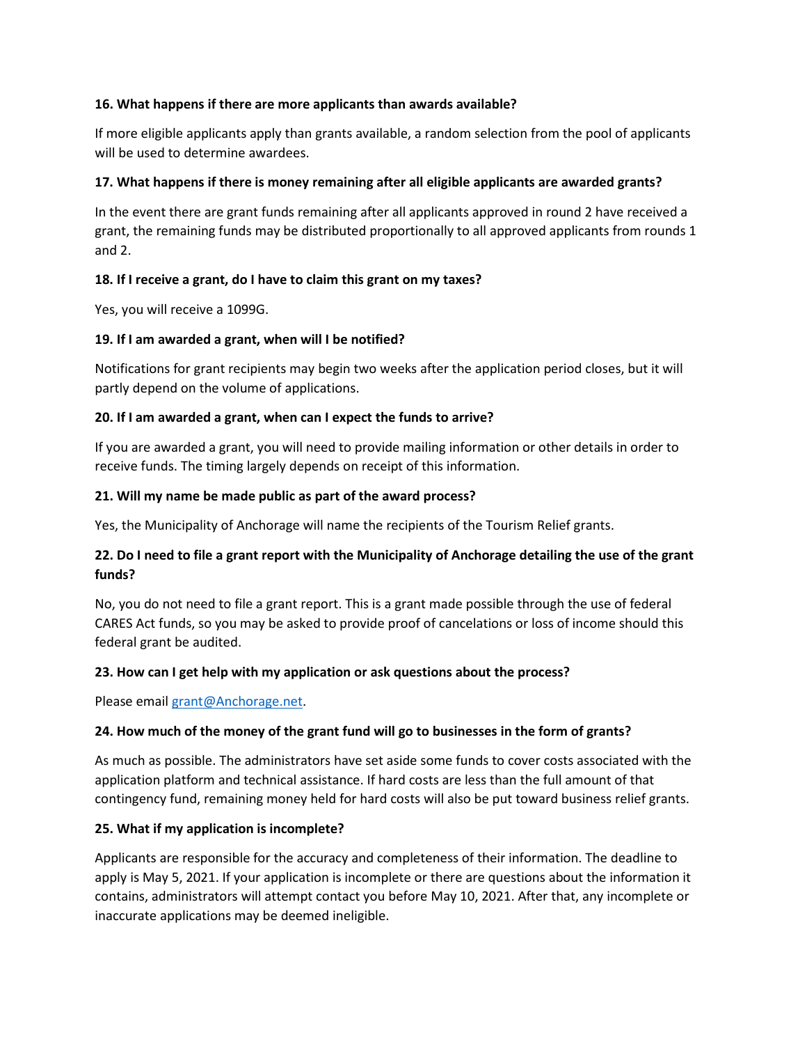**16. What happens if there are more applicants than awards available?**

If more eligible applicants apply than grants available, a random selection from the pool of applicants will be used to determine awardees.

**17. What happens if there is money remaining after all eligible applicants are awarded grants?**

In the event there are grant funds remaining after all applicants approved in round 2 have received a grant, the remaining funds may be distributed proportionally to all approved applicants from rounds 1 and 2.

**18. If I receive a grant, do I have to claim this grant on my taxes?**

Yes, you will receive a 1099G.

**19. If I am awarded a grant, when will I be notified?**

Notifications for grant recipients may begin two weeks after the application period closes, but it will partly depend on the volume of applications.

**20. If I am awarded a grant, when can I expect the funds to arrive?**

If you are awarded a grant, you will need to provide mailing information or other details in order to receive funds. The timing largely depends on receipt of this information.

**21. Will my name be made public as part of the award process?**

Yes, the Municipality of Anchorage will name the recipients of the Tourism Relief grants.

**22. Do I need to file a grant report with the Municipality of Anchorage detailing the use of the grant funds?**

No, you do not need to file a grant report. This is a grant made possible through the use of federal CARES Act funds, so you may be asked to provide proof of cancelations or loss of income should this federal grant be audited.

**23. How can I get help with my application or ask questions about the process?**

Please email [grant@Anchorage.net](mailto:grant@Anchorage.net).

**24. How much of the money of the grant fund will go to businesses in the form of grants?**

As much as possible. The administrators have set aside some funds to cover costs associated with the application platform and technical assistance. If hard costs are less than the full amount of that contingency fund, remaining money held for hard costs will also be put toward business relief grants.

**25. What if my application is incomplete?**

Applicants are responsible for the accuracy and completeness of their information. The deadline to apply is May 5, 2021. If your application is incomplete or there are questions about the information it contains, administrators will attempt contact you before May 10, 2021. After that, any incomplete or inaccurate applications may be deemed ineligible.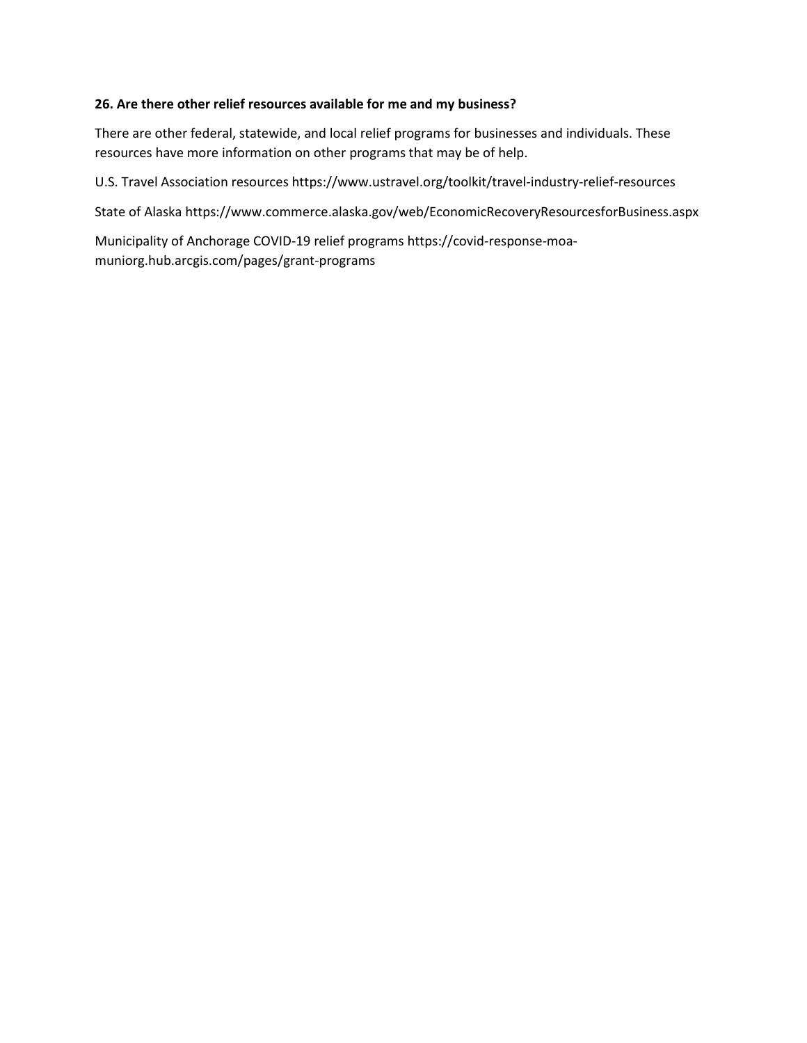**26. Are there other relief resources available for me and my business?**

There are other federal, statewide, and local relief programs for businesses and individuals. These resources have more information on other programs that may be of help.

U.S. Travel Association resources https://www.ustravel.org/toolkit/travel-industry-relief-resources

State of Alaska https://www.commerce.alaska.gov/web/EconomicRecoveryResourcesforBusiness.aspx

Municipality of Anchorage COVID-19 relief programs https://covid-response-moa-muniorg.hub.arcgis.com/pages/grant-programs